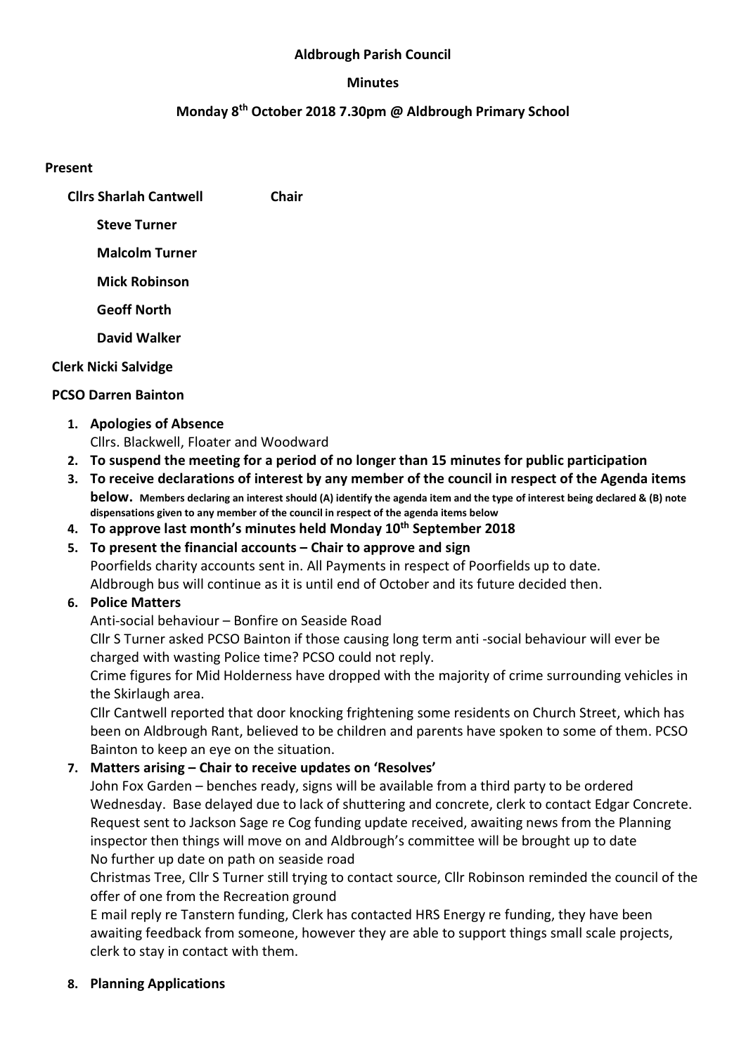**Aldbrough Parish Council**

**Minutes**

**Monday 8th October 2018 7.30pm @ Aldbrough Primary School**

**Present**

**Cllrs Sharlah Cantwell** **Chair**

**Steve Turner**

**Malcolm Turner**

**Mick Robinson**

**Geoff North**

**David Walker**

**Clerk Nicki Salvidge**

**PCSO Darren Bainton**

1. **Apologies of Absence**
   Cllrs. Blackwell, Floater and Woodward
2. **To suspend the meeting for a period of no longer than 15 minutes for public participation**
3. **To receive declarations of interest by any member of the council in respect of the Agenda items below. Members declaring an interest should (A) identify the agenda item and the type of interest being declared & (B) note dispensations given to any member of the council in respect of the agenda items below**
4. **To approve last month's minutes held Monday 10th September 2018**
5. **To present the financial accounts – Chair to approve and sign**
   Poorfields charity accounts sent in. All Payments in respect of Poorfields up to date.
   Aldbrough bus will continue as it is until end of October and its future decided then.
6. **Police Matters**
   Anti-social behaviour – Bonfire on Seaside Road
   Cllr S Turner asked PCSO Bainton if those causing long term anti -social behaviour will ever be charged with wasting Police time? PCSO could not reply.
   Crime figures for Mid Holderness have dropped with the majority of crime surrounding vehicles in the Skirlaugh area.
   Cllr Cantwell reported that door knocking frightening some residents on Church Street, which has been on Aldbrough Rant, believed to be children and parents have spoken to some of them. PCSO Bainton to keep an eye on the situation.
7. **Matters arising – Chair to receive updates on 'Resolves'**
   John Fox Garden – benches ready, signs will be available from a third party to be ordered Wednesday. Base delayed due to lack of shuttering and concrete, clerk to contact Edgar Concrete.
   Request sent to Jackson Sage re Cog funding update received, awaiting news from the Planning inspector then things will move on and Aldbrough's committee will be brought up to date
   No further up date on path on seaside road
   Christmas Tree, Cllr S Turner still trying to contact source, Cllr Robinson reminded the council of the offer of one from the Recreation ground
   E mail reply re Tanstern funding, Clerk has contacted HRS Energy re funding, they have been awaiting feedback from someone, however they are able to support things small scale projects, clerk to stay in contact with them.
8. **Planning Applications**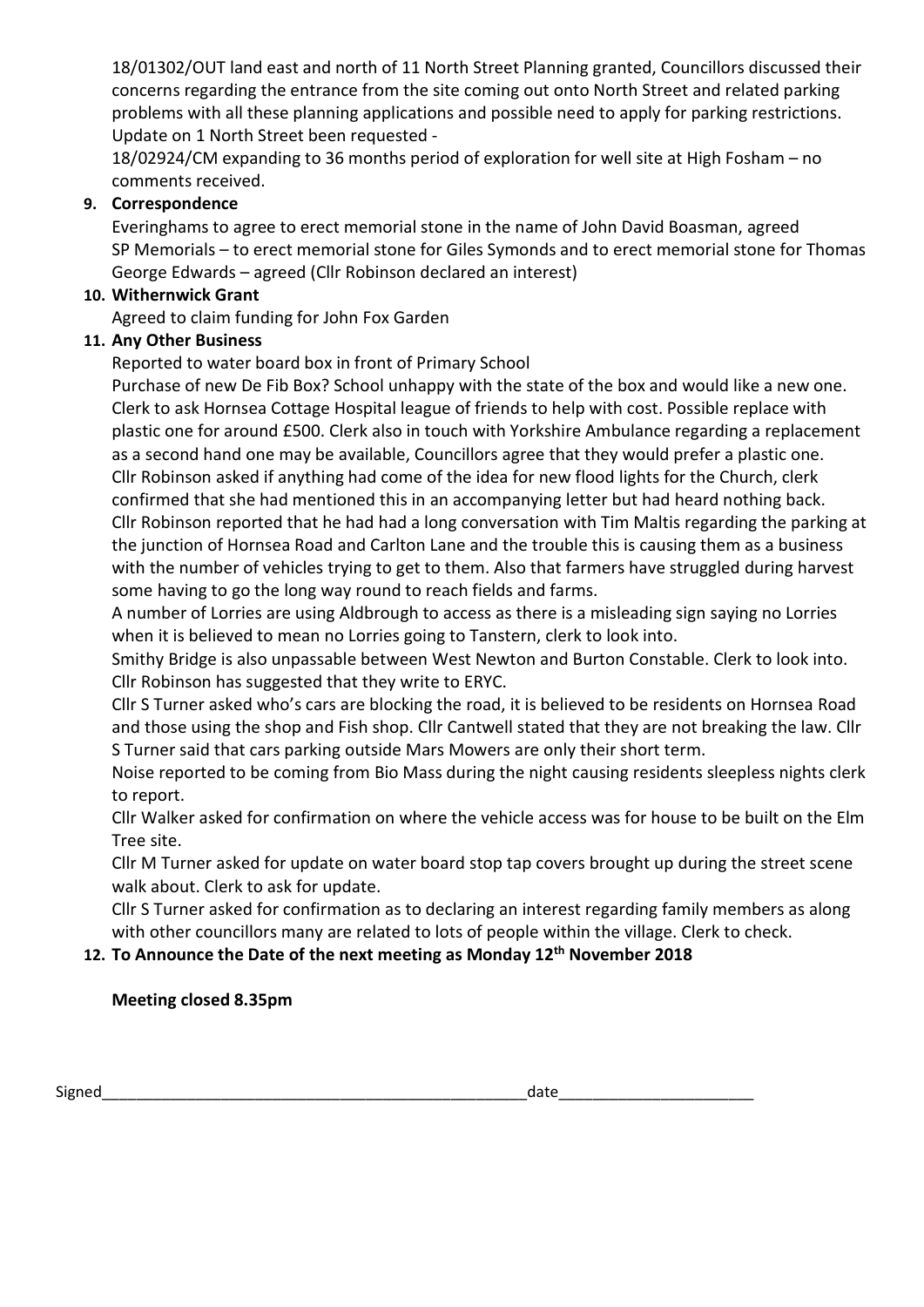18/01302/OUT land east and north of 11 North Street Planning granted, Councillors discussed their concerns regarding the entrance from the site coming out onto North Street and related parking problems with all these planning applications and possible need to apply for parking restrictions. Update on 1 North Street been requested -

18/02924/CM expanding to 36 months period of exploration for well site at High Fosham – no comments received.

9. **Correspondence**

   Everinghams to agree to erect memorial stone in the name of John David Boasman, agreed
   SP Memorials – to erect memorial stone for Giles Symonds and to erect memorial stone for Thomas George Edwards – agreed (Cllr Robinson declared an interest)

10. **Withernwick Grant**

    Agreed to claim funding for John Fox Garden

11. **Any Other Business**

    Reported to water board box in front of Primary School
    Purchase of new De Fib Box? School unhappy with the state of the box and would like a new one. Clerk to ask Hornsea Cottage Hospital league of friends to help with cost. Possible replace with plastic one for around £500. Clerk also in touch with Yorkshire Ambulance regarding a replacement as a second hand one may be available, Councillors agree that they would prefer a plastic one.
    Cllr Robinson asked if anything had come of the idea for new flood lights for the Church, clerk confirmed that she had mentioned this in an accompanying letter but had heard nothing back.
    Cllr Robinson reported that he had had a long conversation with Tim Maltis regarding the parking at the junction of Hornsea Road and Carlton Lane and the trouble this is causing them as a business with the number of vehicles trying to get to them. Also that farmers have struggled during harvest some having to go the long way round to reach fields and farms.
    A number of Lorries are using Aldbrough to access as there is a misleading sign saying no Lorries when it is believed to mean no Lorries going to Tanstern, clerk to look into.
    Smithy Bridge is also unpassable between West Newton and Burton Constable. Clerk to look into. Cllr Robinson has suggested that they write to ERYC.
    Cllr S Turner asked who's cars are blocking the road, it is believed to be residents on Hornsea Road and those using the shop and Fish shop. Cllr Cantwell stated that they are not breaking the law. Cllr S Turner said that cars parking outside Mars Mowers are only their short term.
    Noise reported to be coming from Bio Mass during the night causing residents sleepless nights clerk to report.
    Cllr Walker asked for confirmation on where the vehicle access was for house to be built on the Elm Tree site.
    Cllr M Turner asked for update on water board stop tap covers brought up during the street scene walk about. Clerk to ask for update.
    Cllr S Turner asked for confirmation as to declaring an interest regarding family members as along with other councillors many are related to lots of people within the village. Clerk to check.

12. **To Announce the Date of the next meeting as Monday 12th November 2018**

**Meeting closed 8.35pm**

Signed\_\_\_\_\_\_\_\_\_\_\_\_\_\_\_\_\_\_\_\_\_\_\_\_\_\_\_\_\_\_\_\_\_\_\_\_\_\_\_\_\_\_\_\_\_\_\_\_date\_\_\_\_\_\_\_\_\_\_\_\_\_\_\_\_\_\_\_\_\_\_\_